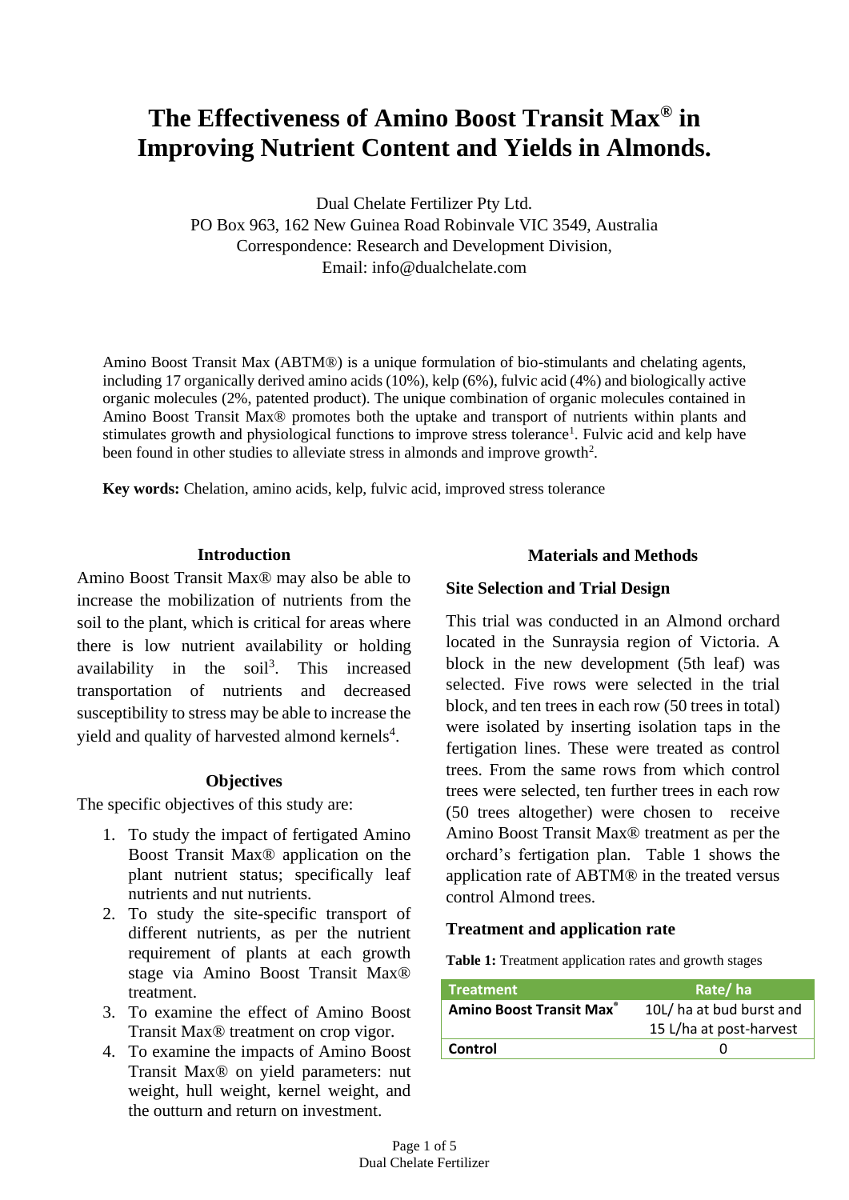# The Effectiveness of Amino Boost Transit Max® in Improving Nutrient Content and Yields in Almonds.

Dual Chelate Fertilizer Pty Ltd.
PO Box 963, 162 New Guinea Road Robinvale VIC 3549, Australia
Correspondence: Research and Development Division,
Email: info@dualchelate.com

Amino Boost Transit Max (ABTM®) is a unique formulation of bio-stimulants and chelating agents, including 17 organically derived amino acids (10%), kelp (6%), fulvic acid (4%) and biologically active organic molecules (2%, patented product). The unique combination of organic molecules contained in Amino Boost Transit Max® promotes both the uptake and transport of nutrients within plants and stimulates growth and physiological functions to improve stress tolerance[1]. Fulvic acid and kelp have been found in other studies to alleviate stress in almonds and improve growth[2].

**Key words:** Chelation, amino acids, kelp, fulvic acid, improved stress tolerance

## Introduction

Amino Boost Transit Max® may also be able to increase the mobilization of nutrients from the soil to the plant, which is critical for areas where there is low nutrient availability or holding availability in the soil[3]. This increased transportation of nutrients and decreased susceptibility to stress may be able to increase the yield and quality of harvested almond kernels[4].

## Objectives

The specific objectives of this study are:

1. To study the impact of fertigated Amino Boost Transit Max® application on the plant nutrient status; specifically leaf nutrients and nut nutrients.
2. To study the site-specific transport of different nutrients, as per the nutrient requirement of plants at each growth stage via Amino Boost Transit Max® treatment.
3. To examine the effect of Amino Boost Transit Max® treatment on crop vigor.
4. To examine the impacts of Amino Boost Transit Max® on yield parameters: nut weight, hull weight, kernel weight, and the outturn and return on investment.

## Materials and Methods

### Site Selection and Trial Design

This trial was conducted in an Almond orchard located in the Sunraysia region of Victoria. A block in the new development (5th leaf) was selected. Five rows were selected in the trial block, and ten trees in each row (50 trees in total) were isolated by inserting isolation taps in the fertigation lines. These were treated as control trees. From the same rows from which control trees were selected, ten further trees in each row (50 trees altogether) were chosen to receive Amino Boost Transit Max® treatment as per the orchard's fertigation plan. Table 1 shows the application rate of ABTM® in the treated versus control Almond trees.

### Treatment and application rate

**Table 1:** Treatment application rates and growth stages

| Treatment | Rate/ ha |
| --- | --- |
| **Amino Boost Transit Max®** | 10L/ ha at bud burst and 15 L/ha at post-harvest |
| **Control** | 0 |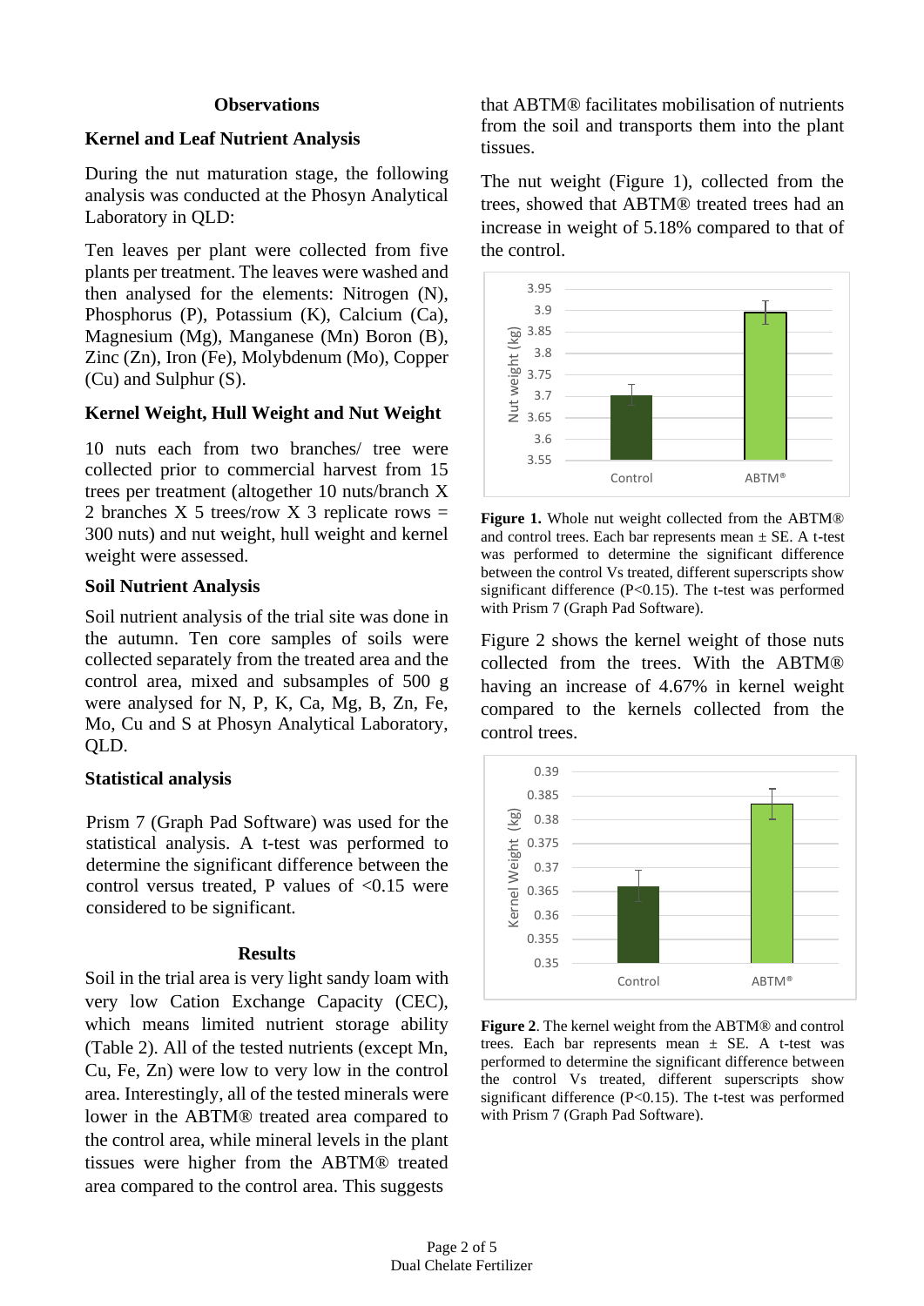### Observations

### Kernel and Leaf Nutrient Analysis

During the nut maturation stage, the following analysis was conducted at the Phosyn Analytical Laboratory in QLD:

Ten leaves per plant were collected from five plants per treatment. The leaves were washed and then analysed for the elements: Nitrogen (N), Phosphorus (P), Potassium (K), Calcium (Ca), Magnesium (Mg), Manganese (Mn) Boron (B), Zinc (Zn), Iron (Fe), Molybdenum (Mo), Copper (Cu) and Sulphur (S).

### Kernel Weight, Hull Weight and Nut Weight

10 nuts each from two branches/ tree were collected prior to commercial harvest from 15 trees per treatment (altogether 10 nuts/branch X 2 branches X 5 trees/row X 3 replicate rows = 300 nuts) and nut weight, hull weight and kernel weight were assessed.

### Soil Nutrient Analysis

Soil nutrient analysis of the trial site was done in the autumn. Ten core samples of soils were collected separately from the treated area and the control area, mixed and subsamples of 500 g were analysed for N, P, K, Ca, Mg, B, Zn, Fe, Mo, Cu and S at Phosyn Analytical Laboratory, QLD.

### Statistical analysis

Prism 7 (Graph Pad Software) was used for the statistical analysis. A t-test was performed to determine the significant difference between the control versus treated, P values of <0.15 were considered to be significant.

### Results

Soil in the trial area is very light sandy loam with very low Cation Exchange Capacity (CEC), which means limited nutrient storage ability (Table 2). All of the tested nutrients (except Mn, Cu, Fe, Zn) were low to very low in the control area. Interestingly, all of the tested minerals were lower in the ABTM® treated area compared to the control area, while mineral levels in the plant tissues were higher from the ABTM® treated area compared to the control area. This suggests that ABTM® facilitates mobilisation of nutrients from the soil and transports them into the plant tissues.

The nut weight (Figure 1), collected from the trees, showed that ABTM® treated trees had an increase in weight of 5.18% compared to that of the control.

**Figure 1.** Whole nut weight collected from the ABTM® and control trees. Each bar represents mean ± SE. A t-test was performed to determine the significant difference between the control Vs treated, different superscripts show significant difference (P<0.15). The t-test was performed with Prism 7 (Graph Pad Software).

Figure 2 shows the kernel weight of those nuts collected from the trees. With the ABTM® having an increase of 4.67% in kernel weight compared to the kernels collected from the control trees.

**Figure 2**. The kernel weight from the ABTM® and control trees. Each bar represents mean ± SE. A t-test was performed to determine the significant difference between the control Vs treated, different superscripts show significant difference (P<0.15). The t-test was performed with Prism 7 (Graph Pad Software).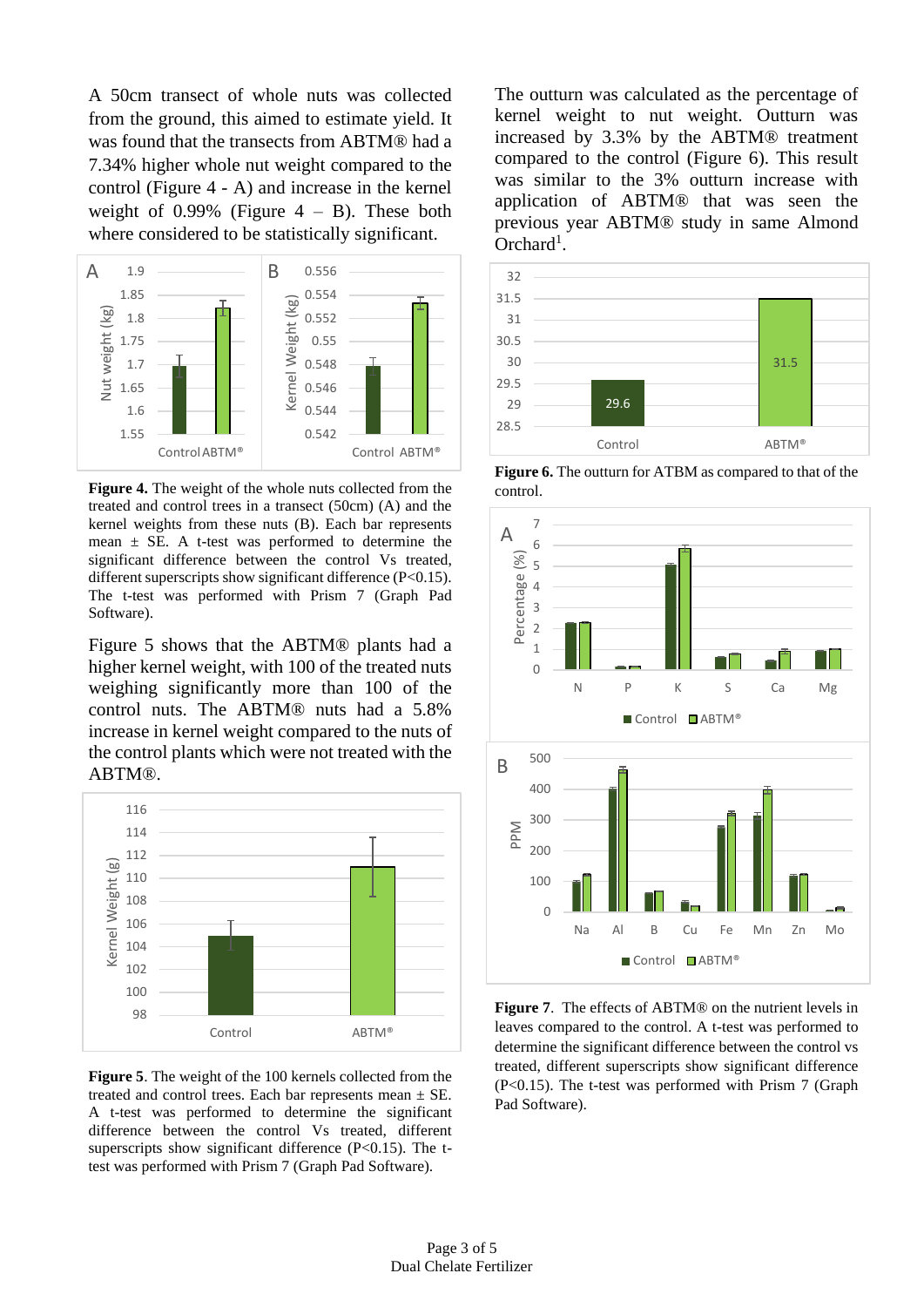A 50cm transect of whole nuts was collected from the ground, this aimed to estimate yield. It was found that the transects from ABTM® had a 7.34% higher whole nut weight compared to the control (Figure 4 - A) and increase in the kernel weight of 0.99% (Figure 4 – B). These both where considered to be statistically significant.

**Figure 4.** The weight of the whole nuts collected from the treated and control trees in a transect (50cm) (A) and the kernel weights from these nuts (B). Each bar represents mean ± SE. A t-test was performed to determine the significant difference between the control Vs treated, different superscripts show significant difference (P<0.15). The t-test was performed with Prism 7 (Graph Pad Software).

Figure 5 shows that the ABTM® plants had a higher kernel weight, with 100 of the treated nuts weighing significantly more than 100 of the control nuts. The ABTM® nuts had a 5.8% increase in kernel weight compared to the nuts of the control plants which were not treated with the ABTM®.

**Figure 5**. The weight of the 100 kernels collected from the treated and control trees. Each bar represents mean ± SE. A t-test was performed to determine the significant difference between the control Vs treated, different superscripts show significant difference (P<0.15). The t-test was performed with Prism 7 (Graph Pad Software).

The outturn was calculated as the percentage of kernel weight to nut weight. Outturn was increased by 3.3% by the ABTM® treatment compared to the control (Figure 6). This result was similar to the 3% outturn increase with application of ABTM® that was seen the previous year ABTM® study in same Almond Orchard[1].

**Figure 6.** The outturn for ATBM as compared to that of the control.

**Figure 7**. The effects of ABTM® on the nutrient levels in leaves compared to the control. A t-test was performed to determine the significant difference between the control vs treated, different superscripts show significant difference (P<0.15). The t-test was performed with Prism 7 (Graph Pad Software).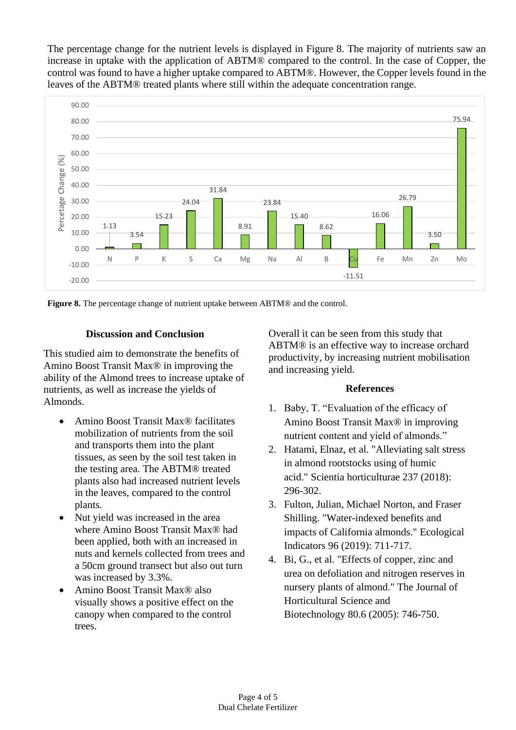The percentage change for the nutrient levels is displayed in Figure 8. The majority of nutrients saw an increase in uptake with the application of ABTM® compared to the control. In the case of Copper, the control was found to have a higher uptake compared to ABTM®. However, the Copper levels found in the leaves of the ABTM® treated plants where still within the adequate concentration range.

| Nutrient | Percentage Change (%) |
|---|---|
| N | 1.13 |
| P | 3.54 |
| K | 15.23 |
| S | 24.04 |
| Ca | 31.84 |
| Mg | 8.91 |
| Na | 23.84 |
| Al | 15.40 |
| B | 8.62 |
| Cu | -11.51 |
| Fe | 16.06 |
| Mn | 26.79 |
| Zn | 3.50 |
| Mo | 75.94 |

**Figure 8.** The percentage change of nutrient uptake between ABTM® and the control.

## Discussion and Conclusion

This studied aim to demonstrate the benefits of Amino Boost Transit Max® in improving the ability of the Almond trees to increase uptake of nutrients, as well as increase the yields of Almonds.

- Amino Boost Transit Max® facilitates mobilization of nutrients from the soil and transports them into the plant tissues, as seen by the soil test taken in the testing area. The ABTM® treated plants also had increased nutrient levels in the leaves, compared to the control plants.
- Nut yield was increased in the area where Amino Boost Transit Max® had been applied, both with an increased in nuts and kernels collected from trees and a 50cm ground transect but also out turn was increased by 3.3%.
- Amino Boost Transit Max® also visually shows a positive effect on the canopy when compared to the control trees.

Overall it can be seen from this study that ABTM® is an effective way to increase orchard productivity, by increasing nutrient mobilisation and increasing yield.

## References

1. Baby, T. "Evaluation of the efficacy of Amino Boost Transit Max® in improving nutrient content and yield of almonds."
2. Hatami, Elnaz, et al. "Alleviating salt stress in almond rootstocks using of humic acid." Scientia horticulturae 237 (2018): 296-302.
3. Fulton, Julian, Michael Norton, and Fraser Shilling. "Water-indexed benefits and impacts of California almonds." Ecological Indicators 96 (2019): 711-717.
4. Bi, G., et al. "Effects of copper, zinc and urea on defoliation and nitrogen reserves in nursery plants of almond." The Journal of Horticultural Science and Biotechnology 80.6 (2005): 746-750.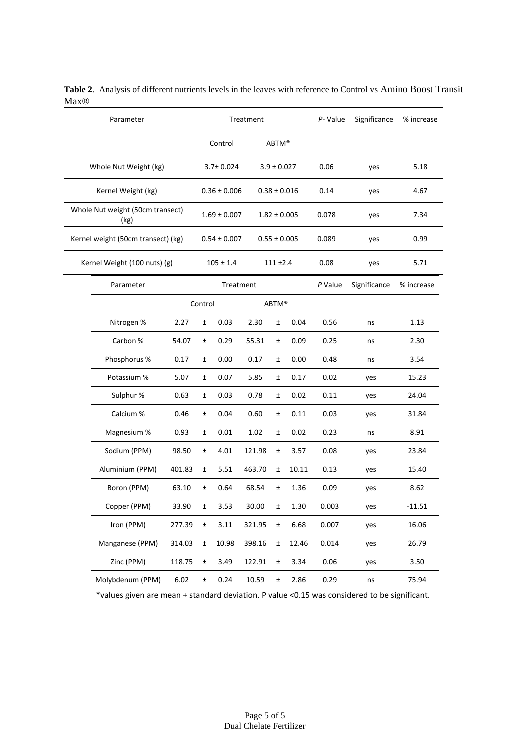**Table 2**. Analysis of different nutrients levels in the leaves with reference to Control vs Amino Boost Transit Max®

| Parameter | Treatment | | *P*- Value | Significance | % increase |
|---|---|---|---|---|---|
| | Control | ABTM® | | | |
| Whole Nut Weight (kg) | 3.7± 0.024 | 3.9 ± 0.027 | 0.06 | yes | 5.18 |
| Kernel Weight (kg) | 0.36 ± 0.006 | 0.38 ± 0.016 | 0.14 | yes | 4.67 |
| Whole Nut weight (50cm transect) (kg) | 1.69 ± 0.007 | 1.82 ± 0.005 | 0.078 | yes | 7.34 |
| Kernel weight (50cm transect) (kg) | 0.54 ± 0.007 | 0.55 ± 0.005 | 0.089 | yes | 0.99 |
| Kernel Weight (100 nuts) (g) | 105 ± 1.4 | 111 ±2.4 | 0.08 | yes | 5.71 |

| Parameter | Treatment | | | | | | *P* Value | Significance | % increase |
|---|---|---|---|---|---|---|---|---|---|
| | Control | | | ABTM® | | | | | |
| Nitrogen % | 2.27 | ± | 0.03 | 2.30 | ± | 0.04 | 0.56 | ns | 1.13 |
| Carbon % | 54.07 | ± | 0.29 | 55.31 | ± | 0.09 | 0.25 | ns | 2.30 |
| Phosphorus % | 0.17 | ± | 0.00 | 0.17 | ± | 0.00 | 0.48 | ns | 3.54 |
| Potassium % | 5.07 | ± | 0.07 | 5.85 | ± | 0.17 | 0.02 | yes | 15.23 |
| Sulphur % | 0.63 | ± | 0.03 | 0.78 | ± | 0.02 | 0.11 | yes | 24.04 |
| Calcium % | 0.46 | ± | 0.04 | 0.60 | ± | 0.11 | 0.03 | yes | 31.84 |
| Magnesium % | 0.93 | ± | 0.01 | 1.02 | ± | 0.02 | 0.23 | ns | 8.91 |
| Sodium (PPM) | 98.50 | ± | 4.01 | 121.98 | ± | 3.57 | 0.08 | yes | 23.84 |
| Aluminium (PPM) | 401.83 | ± | 5.51 | 463.70 | ± | 10.11 | 0.13 | yes | 15.40 |
| Boron (PPM) | 63.10 | ± | 0.64 | 68.54 | ± | 1.36 | 0.09 | yes | 8.62 |
| Copper (PPM) | 33.90 | ± | 3.53 | 30.00 | ± | 1.30 | 0.003 | yes | -11.51 |
| Iron (PPM) | 277.39 | ± | 3.11 | 321.95 | ± | 6.68 | 0.007 | yes | 16.06 |
| Manganese (PPM) | 314.03 | ± | 10.98 | 398.16 | ± | 12.46 | 0.014 | yes | 26.79 |
| Zinc (PPM) | 118.75 | ± | 3.49 | 122.91 | ± | 3.34 | 0.06 | yes | 3.50 |
| Molybdenum (PPM) | 6.02 | ± | 0.24 | 10.59 | ± | 2.86 | 0.29 | ns | 75.94 |

*values given are mean + standard deviation. P value <0.15 was considered to be significant.